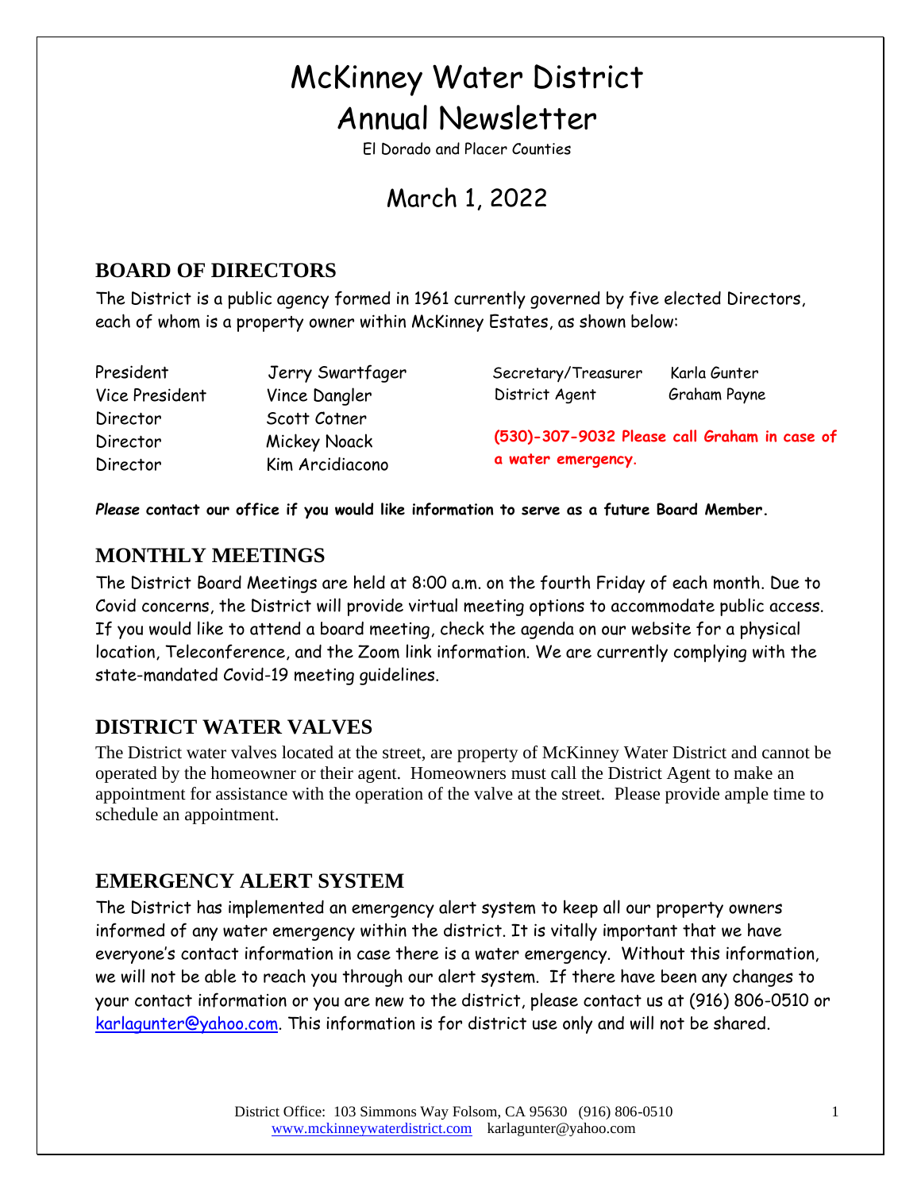# McKinney Water District
# Annual Newsletter

El Dorado and Placer Counties

## March 1, 2022

## BOARD OF DIRECTORS

The District is a public agency formed in 1961 currently governed by five elected Directors, each of whom is a property owner within McKinney Estates, as shown below:

| | |
|---|---|
| President | Jerry Swartfager |
| Vice President | Vince Dangler |
| Director | Scott Cotner |
| Director | Mickey Noack |
| Director | Kim Arcidiacono |

| | |
|---|---|
| Secretary/Treasurer | Karla Gunter |
| District Agent | Graham Payne |

**(530)-307-9032 Please call Graham in case of a water emergency.**

***Please* contact our office if you would like information to serve as a future Board Member.**

## MONTHLY MEETINGS

The District Board Meetings are held at 8:00 a.m. on the fourth Friday of each month. Due to Covid concerns, the District will provide virtual meeting options to accommodate public access. If you would like to attend a board meeting, check the agenda on our website for a physical location, Teleconference, and the Zoom link information. We are currently complying with the state-mandated Covid-19 meeting guidelines.

## DISTRICT WATER VALVES

The District water valves located at the street, are property of McKinney Water District and cannot be operated by the homeowner or their agent. Homeowners must call the District Agent to make an appointment for assistance with the operation of the valve at the street. Please provide ample time to schedule an appointment.

## EMERGENCY ALERT SYSTEM

The District has implemented an emergency alert system to keep all our property owners informed of any water emergency within the district. It is vitally important that we have everyone's contact information in case there is a water emergency. Without this information, we will not be able to reach you through our alert system. If there have been any changes to your contact information or you are new to the district, please contact us at (916) 806-0510 or karlagunter@yahoo.com. This information is for district use only and will not be shared.

District Office: 103 Simmons Way Folsom, CA 95630 (916) 806-0510
www.mckinneywaterdistrict.com karlagunter@yahoo.com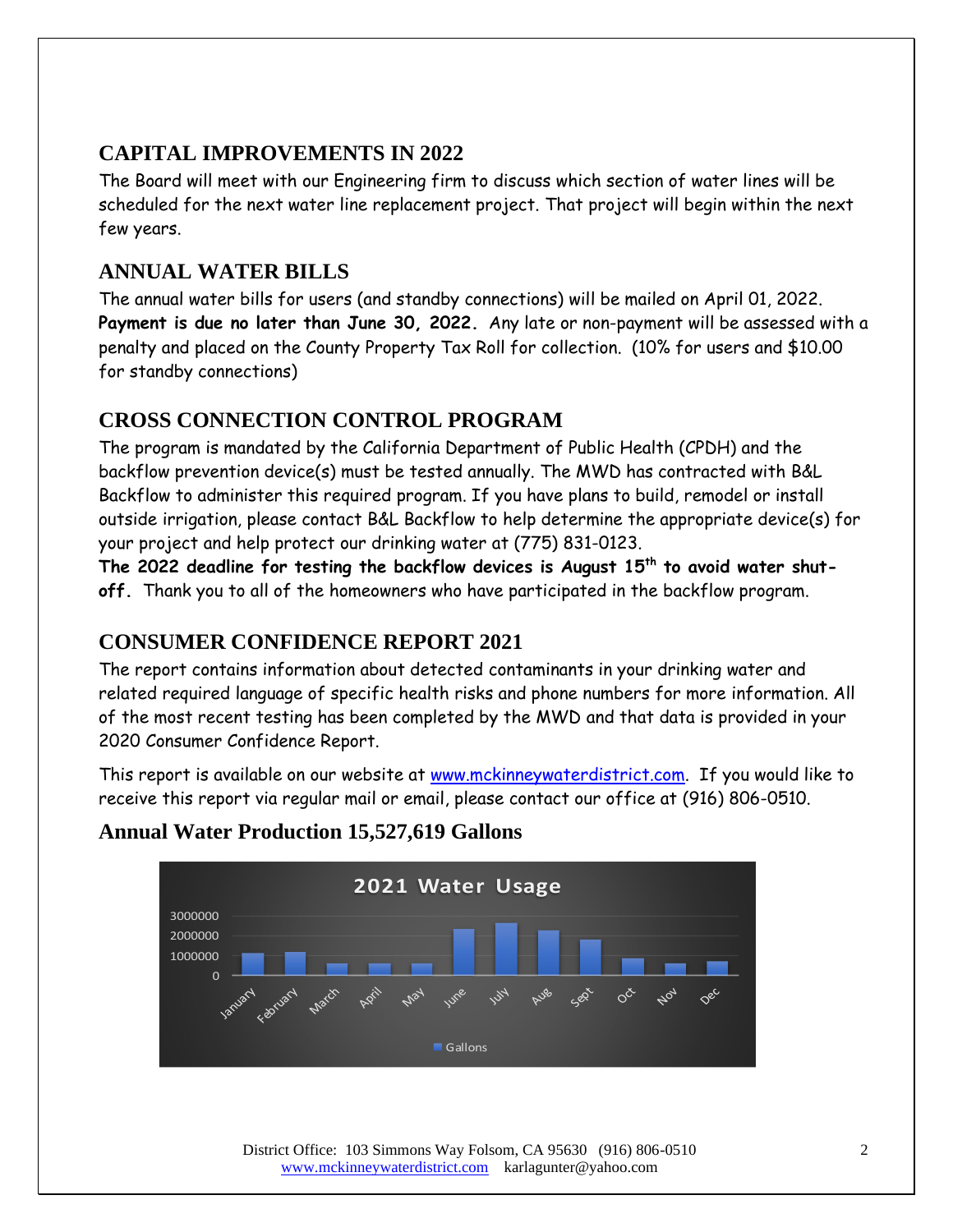## CAPITAL IMPROVEMENTS IN 2022

The Board will meet with our Engineering firm to discuss which section of water lines will be scheduled for the next water line replacement project. That project will begin within the next few years.

## ANNUAL WATER BILLS

The annual water bills for users (and standby connections) will be mailed on April 01, 2022. **Payment is due no later than June 30, 2022.** Any late or non-payment will be assessed with a penalty and placed on the County Property Tax Roll for collection. (10% for users and $10.00 for standby connections)

## CROSS CONNECTION CONTROL PROGRAM

The program is mandated by the California Department of Public Health (CPDH) and the backflow prevention device(s) must be tested annually. The MWD has contracted with B&L Backflow to administer this required program. If you have plans to build, remodel or install outside irrigation, please contact B&L Backflow to help determine the appropriate device(s) for your project and help protect our drinking water at (775) 831-0123.

**The 2022 deadline for testing the backflow devices is August 15th to avoid water shut-off.** Thank you to all of the homeowners who have participated in the backflow program.

## CONSUMER CONFIDENCE REPORT 2021

The report contains information about detected contaminants in your drinking water and related required language of specific health risks and phone numbers for more information. All of the most recent testing has been completed by the MWD and that data is provided in your 2020 Consumer Confidence Report.

This report is available on our website at www.mckinneywaterdistrict.com. If you would like to receive this report via regular mail or email, please contact our office at (916) 806-0510.

## Annual Water Production 15,527,619 Gallons

**2021 Water Usage**

District Office: 103 Simmons Way Folsom, CA 95630 (916) 806-0510
www.mckinneywaterdistrict.com karlagunter@yahoo.com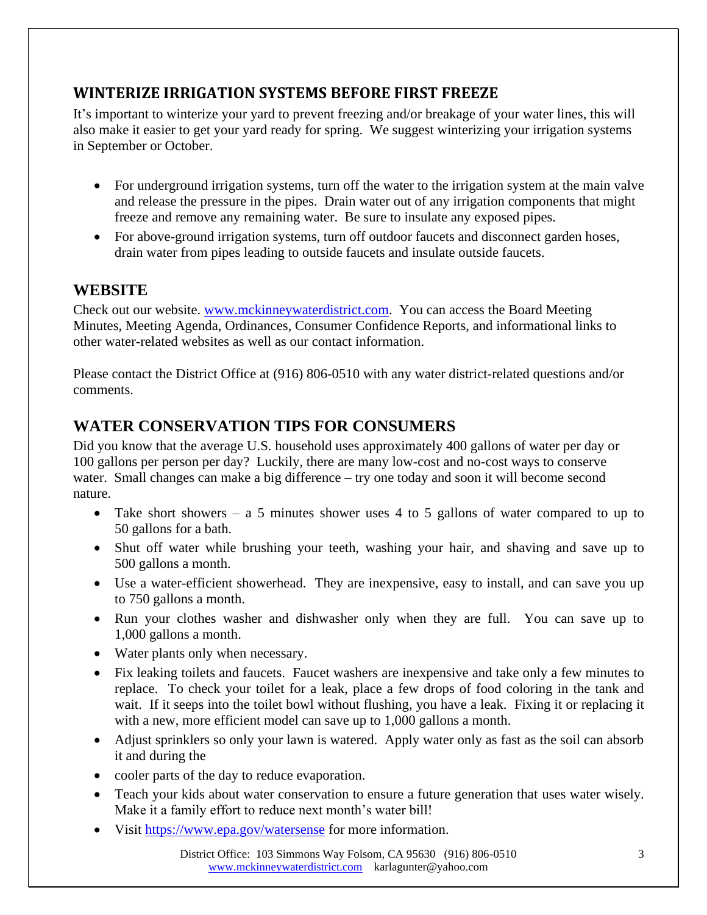## WINTERIZE IRRIGATION SYSTEMS BEFORE FIRST FREEZE

It's important to winterize your yard to prevent freezing and/or breakage of your water lines, this will also make it easier to get your yard ready for spring. We suggest winterizing your irrigation systems in September or October.

- For underground irrigation systems, turn off the water to the irrigation system at the main valve and release the pressure in the pipes. Drain water out of any irrigation components that might freeze and remove any remaining water. Be sure to insulate any exposed pipes.
- For above-ground irrigation systems, turn off outdoor faucets and disconnect garden hoses, drain water from pipes leading to outside faucets and insulate outside faucets.

## WEBSITE

Check out our website. [www.mckinneywaterdistrict.com](http://www.mckinneywaterdistrict.com). You can access the Board Meeting Minutes, Meeting Agenda, Ordinances, Consumer Confidence Reports, and informational links to other water-related websites as well as our contact information.

Please contact the District Office at (916) 806-0510 with any water district-related questions and/or comments.

## WATER CONSERVATION TIPS FOR CONSUMERS

Did you know that the average U.S. household uses approximately 400 gallons of water per day or 100 gallons per person per day? Luckily, there are many low-cost and no-cost ways to conserve water. Small changes can make a big difference – try one today and soon it will become second nature.

- Take short showers – a 5 minutes shower uses 4 to 5 gallons of water compared to up to 50 gallons for a bath.
- Shut off water while brushing your teeth, washing your hair, and shaving and save up to 500 gallons a month.
- Use a water-efficient showerhead. They are inexpensive, easy to install, and can save you up to 750 gallons a month.
- Run your clothes washer and dishwasher only when they are full. You can save up to 1,000 gallons a month.
- Water plants only when necessary.
- Fix leaking toilets and faucets. Faucet washers are inexpensive and take only a few minutes to replace. To check your toilet for a leak, place a few drops of food coloring in the tank and wait. If it seeps into the toilet bowl without flushing, you have a leak. Fixing it or replacing it with a new, more efficient model can save up to 1,000 gallons a month.
- Adjust sprinklers so only your lawn is watered. Apply water only as fast as the soil can absorb it and during the
- cooler parts of the day to reduce evaporation.
- Teach your kids about water conservation to ensure a future generation that uses water wisely. Make it a family effort to reduce next month's water bill!
- Visit [https://www.epa.gov/watersense](https://www.epa.gov/watersense) for more information.

District Office: 103 Simmons Way Folsom, CA 95630 (916) 806-0510
[www.mckinneywaterdistrict.com](http://www.mckinneywaterdistrict.com) karlagunter@yahoo.com